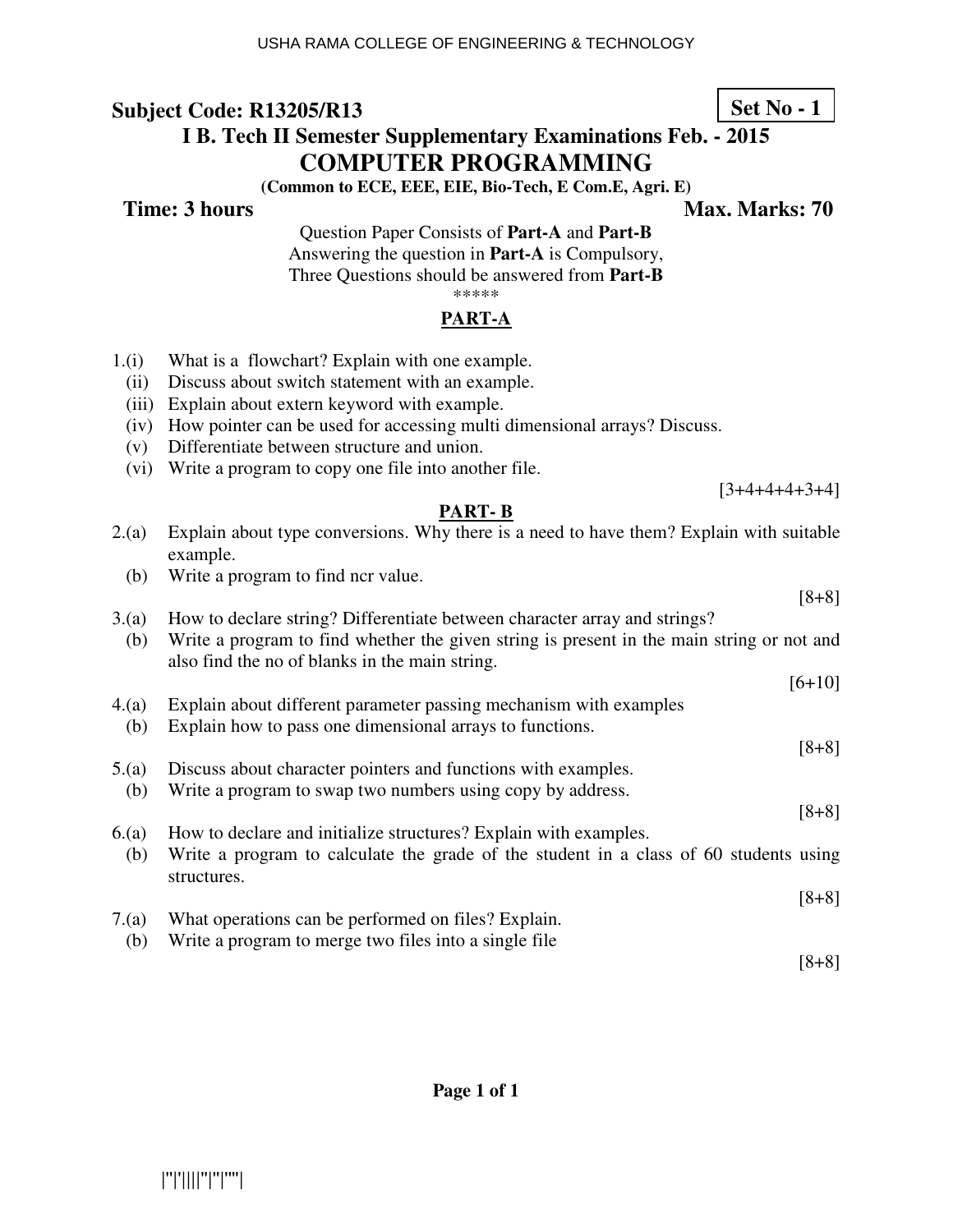**Subject Code: R13205/R13** **Set No - 1**

**I B. Tech II Semester Supplementary Examinations Feb. - 2015**

# COMPUTER PROGRAMMING

**(Common to ECE, EEE, EIE, Bio-Tech, E Com.E, Agri. E)**

**Time: 3 hours** **Max. Marks: 70**

Question Paper Consists of **Part-A** and **Part-B**
Answering the question in **Part-A** is Compulsory,
Three Questions should be answered from **Part-B**

\*\*\*\*\*

## PART-A

1.(i) What is a flowchart? Explain with one example.
(ii) Discuss about switch statement with an example.
(iii) Explain about extern keyword with example.
(iv) How pointer can be used for accessing multi dimensional arrays? Discuss.
(v) Differentiate between structure and union.
(vi) Write a program to copy one file into another file.

[3+4+4+4+3+4]

## PART- B

2.(a) Explain about type conversions. Why there is a need to have them? Explain with suitable example.
(b) Write a program to find ncr value.

[8+8]

3.(a) How to declare string? Differentiate between character array and strings?
(b) Write a program to find whether the given string is present in the main string or not and also find the no of blanks in the main string.

[6+10]

4.(a) Explain about different parameter passing mechanism with examples
(b) Explain how to pass one dimensional arrays to functions.

[8+8]

5.(a) Discuss about character pointers and functions with examples.
(b) Write a program to swap two numbers using copy by address.

[8+8]

6.(a) How to declare and initialize structures? Explain with examples.
(b) Write a program to calculate the grade of the student in a class of 60 students using structures.

[8+8]

7.(a) What operations can be performed on files? Explain.
(b) Write a program to merge two files into a single file

[8+8]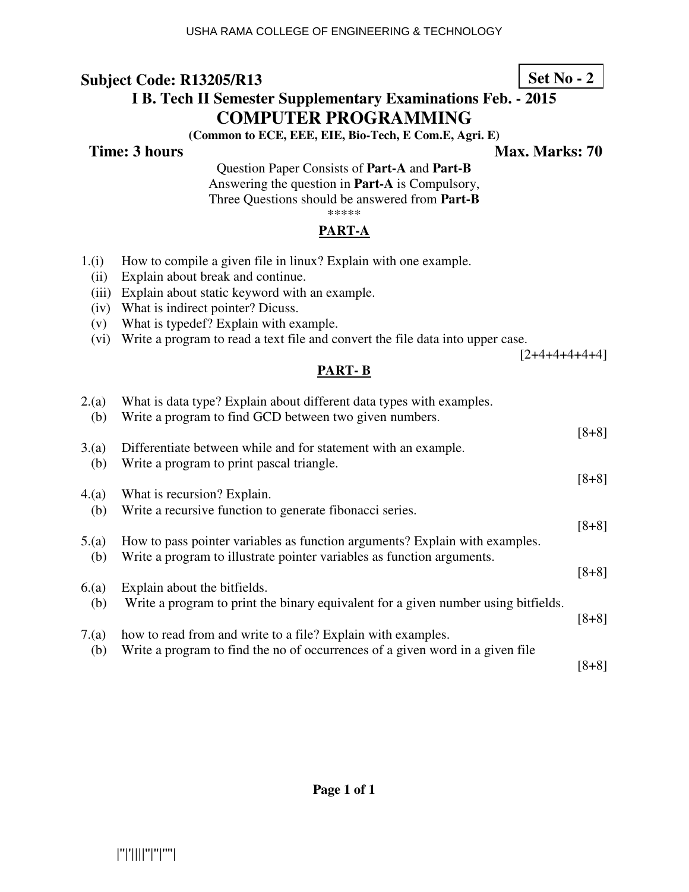**Subject Code: R13205/R13** **Set No - 2**

# I B. Tech II Semester Supplementary Examinations Feb. - 2015

## COMPUTER PROGRAMMING

**(Common to ECE, EEE, EIE, Bio-Tech, E Com.E, Agri. E)**

**Time: 3 hours** **Max. Marks: 70**

Question Paper Consists of **Part-A** and **Part-B**
Answering the question in **Part-A** is Compulsory,
Three Questions should be answered from **Part-B**

*****

### PART-A

1.(i) How to compile a given file in linux? Explain with one example.
(ii) Explain about break and continue.
(iii) Explain about static keyword with an example.
(iv) What is indirect pointer? Dicuss.
(v) What is typedef? Explain with example.
(vi) Write a program to read a text file and convert the file data into upper case.

[2+4+4+4+4+4]

### PART- B

2.(a) What is data type? Explain about different data types with examples.
(b) Write a program to find GCD between two given numbers.

[8+8]

3.(a) Differentiate between while and for statement with an example.
(b) Write a program to print pascal triangle.

[8+8]

4.(a) What is recursion? Explain.
(b) Write a recursive function to generate fibonacci series.

[8+8]

5.(a) How to pass pointer variables as function arguments? Explain with examples.
(b) Write a program to illustrate pointer variables as function arguments.

[8+8]

6.(a) Explain about the bitfields.
(b) Write a program to print the binary equivalent for a given number using bitfields.

[8+8]

7.(a) how to read from and write to a file? Explain with examples.
(b) Write a program to find the no of occurrences of a given word in a given file

[8+8]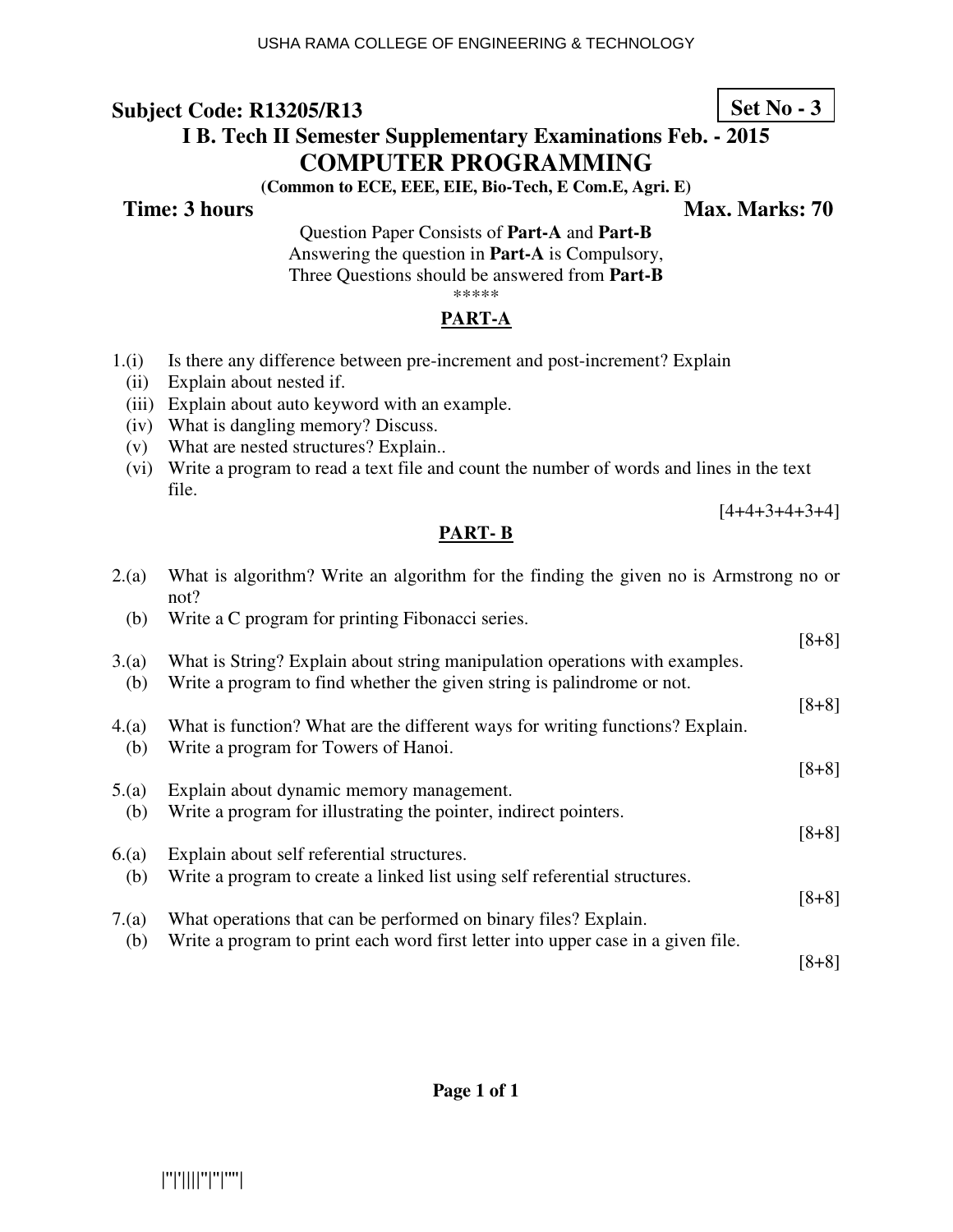**Subject Code: R13205/R13** **Set No - 3**

# I B. Tech II Semester Supplementary Examinations Feb. - 2015

## COMPUTER PROGRAMMING

**(Common to ECE, EEE, EIE, Bio-Tech, E Com.E, Agri. E)**

**Time: 3 hours** **Max. Marks: 70**

Question Paper Consists of **Part-A** and **Part-B**
Answering the question in **Part-A** is Compulsory,
Three Questions should be answered from **Part-B**

*****

### PART-A

1.(i) Is there any difference between pre-increment and post-increment? Explain

(ii) Explain about nested if.

(iii) Explain about auto keyword with an example.

(iv) What is dangling memory? Discuss.

(v) What are nested structures? Explain..

(vi) Write a program to read a text file and count the number of words and lines in the text file.

[4+4+3+4+3+4]

### PART- B

2.(a) What is algorithm? Write an algorithm for the finding the given no is Armstrong no or not?

(b) Write a C program for printing Fibonacci series.

[8+8]

3.(a) What is String? Explain about string manipulation operations with examples.

(b) Write a program to find whether the given string is palindrome or not.

[8+8]

4.(a) What is function? What are the different ways for writing functions? Explain.

(b) Write a program for Towers of Hanoi.

[8+8]

5.(a) Explain about dynamic memory management.

(b) Write a program for illustrating the pointer, indirect pointers.

[8+8]

6.(a) Explain about self referential structures.

(b) Write a program to create a linked list using self referential structures.

[8+8]

7.(a) What operations that can be performed on binary files? Explain.

(b) Write a program to print each word first letter into upper case in a given file.

[8+8]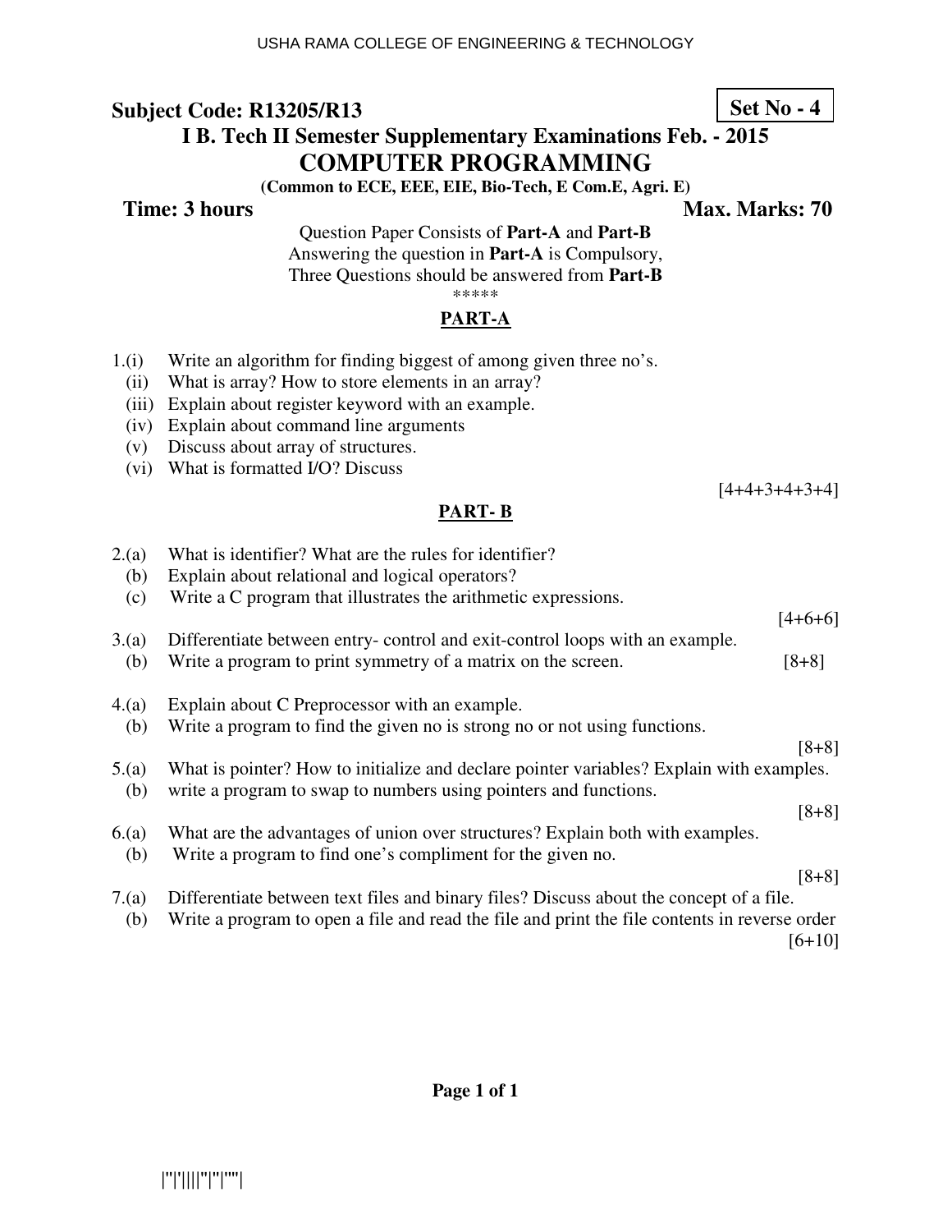**Subject Code: R13205/R13** **Set No - 4**

## I B. Tech II Semester Supplementary Examinations Feb. - 2015

# COMPUTER PROGRAMMING

**(Common to ECE, EEE, EIE, Bio-Tech, E Com.E, Agri. E)**

**Time: 3 hours** **Max. Marks: 70**

Question Paper Consists of **Part-A** and **Part-B**
Answering the question in **Part-A** is Compulsory,
Three Questions should be answered from **Part-B**

*****

## PART-A

1.(i) Write an algorithm for finding biggest of among given three no's.
(ii) What is array? How to store elements in an array?
(iii) Explain about register keyword with an example.
(iv) Explain about command line arguments
(v) Discuss about array of structures.
(vi) What is formatted I/O? Discuss

[4+4+3+4+3+4]

## PART- B

2.(a) What is identifier? What are the rules for identifier?
(b) Explain about relational and logical operators?
(c) Write a C program that illustrates the arithmetic expressions.

[4+6+6]

3.(a) Differentiate between entry- control and exit-control loops with an example.
(b) Write a program to print symmetry of a matrix on the screen. [8+8]

4.(a) Explain about C Preprocessor with an example.
(b) Write a program to find the given no is strong no or not using functions.

[8+8]

5.(a) What is pointer? How to initialize and declare pointer variables? Explain with examples.
(b) write a program to swap to numbers using pointers and functions.

[8+8]

6.(a) What are the advantages of union over structures? Explain both with examples.
(b) Write a program to find one's compliment for the given no.

[8+8]

7.(a) Differentiate between text files and binary files? Discuss about the concept of a file.
(b) Write a program to open a file and read the file and print the file contents in reverse order

[6+10]